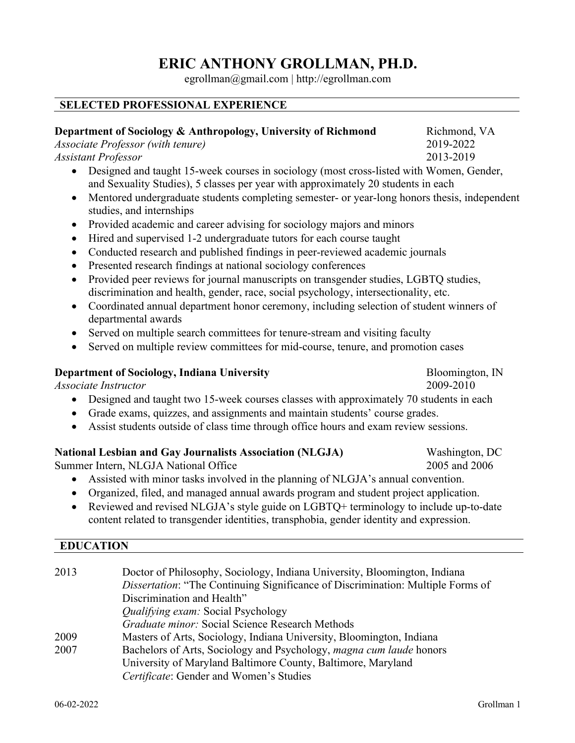# ERIC ANTHONY GROLLMAN, PH.D.

egrollman@gmail.com | http://egrollman.com

## SELECTED PROFESSIONAL EXPERIENCE

**Department of Sociology & Anthropology, University of Richmond** — Richmond, VA
*Associate Professor (with tenure)* — 2019-2022
*Assistant Professor* — 2013-2019

- Designed and taught 15-week courses in sociology (most cross-listed with Women, Gender, and Sexuality Studies), 5 classes per year with approximately 20 students in each
- Mentored undergraduate students completing semester- or year-long honors thesis, independent studies, and internships
- Provided academic and career advising for sociology majors and minors
- Hired and supervised 1-2 undergraduate tutors for each course taught
- Conducted research and published findings in peer-reviewed academic journals
- Presented research findings at national sociology conferences
- Provided peer reviews for journal manuscripts on transgender studies, LGBTQ studies, discrimination and health, gender, race, social psychology, intersectionality, etc.
- Coordinated annual department honor ceremony, including selection of student winners of departmental awards
- Served on multiple search committees for tenure-stream and visiting faculty
- Served on multiple review committees for mid-course, tenure, and promotion cases

**Department of Sociology, Indiana University** — Bloomington, IN
*Associate Instructor* — 2009-2010

- Designed and taught two 15-week courses classes with approximately 70 students in each
- Grade exams, quizzes, and assignments and maintain students' course grades.
- Assist students outside of class time through office hours and exam review sessions.

**National Lesbian and Gay Journalists Association (NLGJA)** — Washington, DC
Summer Intern, NLGJA National Office — 2005 and 2006

- Assisted with minor tasks involved in the planning of NLGJA's annual convention.
- Organized, filed, and managed annual awards program and student project application.
- Reviewed and revised NLGJA's style guide on LGBTQ+ terminology to include up-to-date content related to transgender identities, transphobia, gender identity and expression.

## EDUCATION

**2013** — Doctor of Philosophy, Sociology, Indiana University, Bloomington, Indiana
*Dissertation*: "The Continuing Significance of Discrimination: Multiple Forms of Discrimination and Health"
*Qualifying exam:* Social Psychology
*Graduate minor:* Social Science Research Methods

**2009** — Masters of Arts, Sociology, Indiana University, Bloomington, Indiana

**2007** — Bachelors of Arts, Sociology and Psychology, *magna cum laude* honors
University of Maryland Baltimore County, Baltimore, Maryland
*Certificate*: Gender and Women's Studies

06-02-2022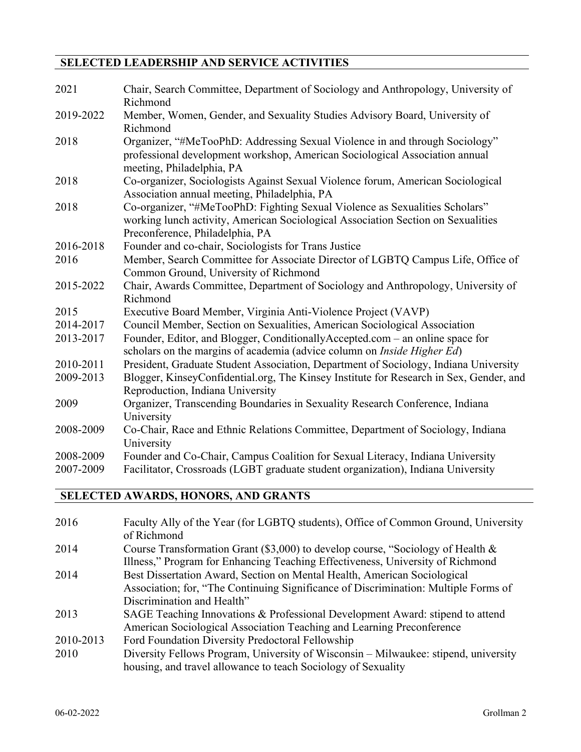## SELECTED LEADERSHIP AND SERVICE ACTIVITIES

| | |
|---|---|
| 2021 | Chair, Search Committee, Department of Sociology and Anthropology, University of Richmond |
| 2019-2022 | Member, Women, Gender, and Sexuality Studies Advisory Board, University of Richmond |
| 2018 | Organizer, "#MeTooPhD: Addressing Sexual Violence in and through Sociology" professional development workshop, American Sociological Association annual meeting, Philadelphia, PA |
| 2018 | Co-organizer, Sociologists Against Sexual Violence forum, American Sociological Association annual meeting, Philadelphia, PA |
| 2018 | Co-organizer, "#MeTooPhD: Fighting Sexual Violence as Sexualities Scholars" working lunch activity, American Sociological Association Section on Sexualities Preconference, Philadelphia, PA |
| 2016-2018 | Founder and co-chair, Sociologists for Trans Justice |
| 2016 | Member, Search Committee for Associate Director of LGBTQ Campus Life, Office of Common Ground, University of Richmond |
| 2015-2022 | Chair, Awards Committee, Department of Sociology and Anthropology, University of Richmond |
| 2015 | Executive Board Member, Virginia Anti-Violence Project (VAVP) |
| 2014-2017 | Council Member, Section on Sexualities, American Sociological Association |
| 2013-2017 | Founder, Editor, and Blogger, ConditionallyAccepted.com – an online space for scholars on the margins of academia (advice column on *Inside Higher Ed*) |
| 2010-2011 | President, Graduate Student Association, Department of Sociology, Indiana University |
| 2009-2013 | Blogger, KinseyConfidential.org, The Kinsey Institute for Research in Sex, Gender, and Reproduction, Indiana University |
| 2009 | Organizer, Transcending Boundaries in Sexuality Research Conference, Indiana University |
| 2008-2009 | Co-Chair, Race and Ethnic Relations Committee, Department of Sociology, Indiana University |
| 2008-2009 | Founder and Co-Chair, Campus Coalition for Sexual Literacy, Indiana University |
| 2007-2009 | Facilitator, Crossroads (LGBT graduate student organization), Indiana University |

## SELECTED AWARDS, HONORS, AND GRANTS

| | |
|---|---|
| 2016 | Faculty Ally of the Year (for LGBTQ students), Office of Common Ground, University of Richmond |
| 2014 | Course Transformation Grant ($3,000) to develop course, "Sociology of Health & Illness," Program for Enhancing Teaching Effectiveness, University of Richmond |
| 2014 | Best Dissertation Award, Section on Mental Health, American Sociological Association; for, "The Continuing Significance of Discrimination: Multiple Forms of Discrimination and Health" |
| 2013 | SAGE Teaching Innovations & Professional Development Award: stipend to attend American Sociological Association Teaching and Learning Preconference |
| 2010-2013 | Ford Foundation Diversity Predoctoral Fellowship |
| 2010 | Diversity Fellows Program, University of Wisconsin – Milwaukee: stipend, university housing, and travel allowance to teach Sociology of Sexuality |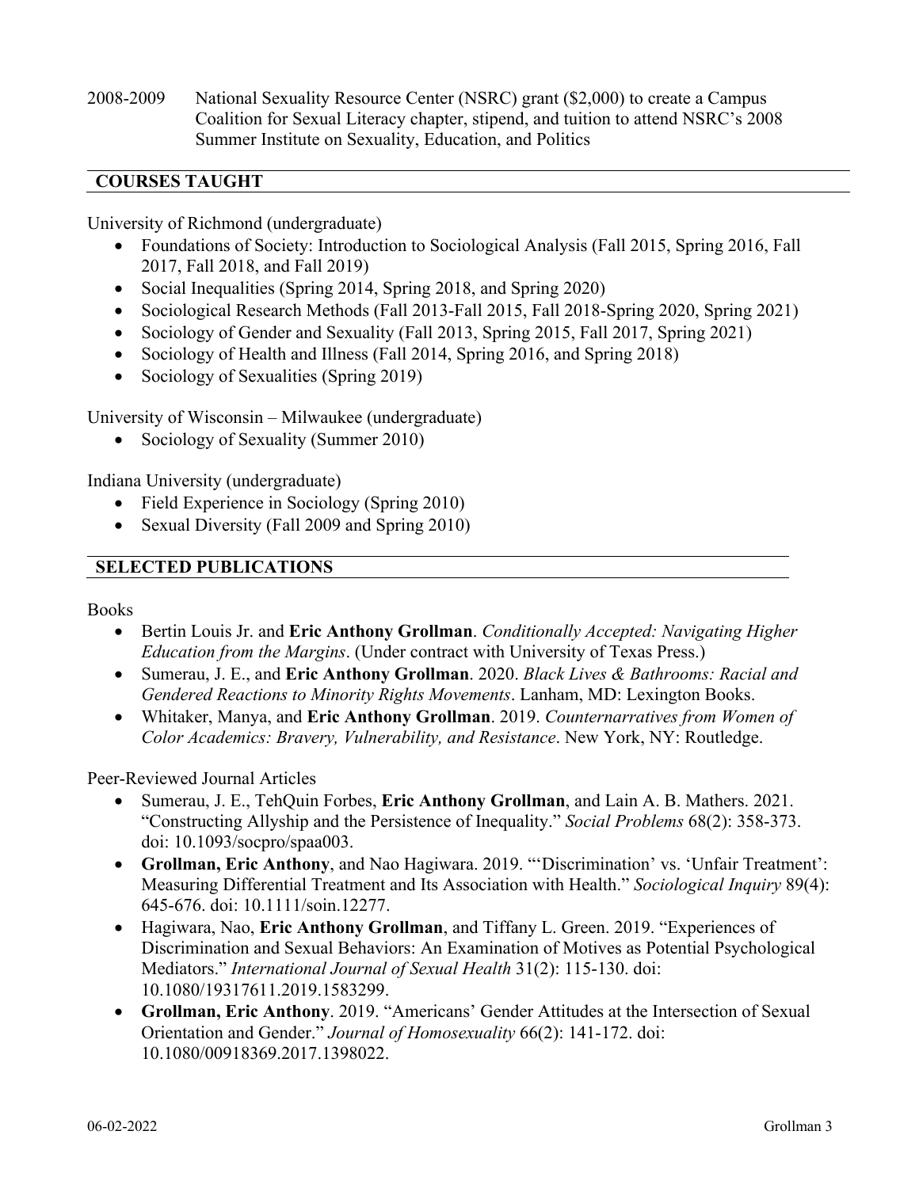2008-2009 National Sexuality Resource Center (NSRC) grant ($2,000) to create a Campus Coalition for Sexual Literacy chapter, stipend, and tuition to attend NSRC's 2008 Summer Institute on Sexuality, Education, and Politics

## COURSES TAUGHT

University of Richmond (undergraduate)

- Foundations of Society: Introduction to Sociological Analysis (Fall 2015, Spring 2016, Fall 2017, Fall 2018, and Fall 2019)
- Social Inequalities (Spring 2014, Spring 2018, and Spring 2020)
- Sociological Research Methods (Fall 2013-Fall 2015, Fall 2018-Spring 2020, Spring 2021)
- Sociology of Gender and Sexuality (Fall 2013, Spring 2015, Fall 2017, Spring 2021)
- Sociology of Health and Illness (Fall 2014, Spring 2016, and Spring 2018)
- Sociology of Sexualities (Spring 2019)

University of Wisconsin – Milwaukee (undergraduate)

- Sociology of Sexuality (Summer 2010)

Indiana University (undergraduate)

- Field Experience in Sociology (Spring 2010)
- Sexual Diversity (Fall 2009 and Spring 2010)

## SELECTED PUBLICATIONS

Books

- Bertin Louis Jr. and **Eric Anthony Grollman**. *Conditionally Accepted: Navigating Higher Education from the Margins*. (Under contract with University of Texas Press.)
- Sumerau, J. E., and **Eric Anthony Grollman**. 2020. *Black Lives & Bathrooms: Racial and Gendered Reactions to Minority Rights Movements*. Lanham, MD: Lexington Books.
- Whitaker, Manya, and **Eric Anthony Grollman**. 2019. *Counternarratives from Women of Color Academics: Bravery, Vulnerability, and Resistance*. New York, NY: Routledge.

Peer-Reviewed Journal Articles

- Sumerau, J. E., TehQuin Forbes, **Eric Anthony Grollman**, and Lain A. B. Mathers. 2021. "Constructing Allyship and the Persistence of Inequality." *Social Problems* 68(2): 358-373. doi: 10.1093/socpro/spaa003.
- **Grollman, Eric Anthony**, and Nao Hagiwara. 2019. "'Discrimination' vs. 'Unfair Treatment': Measuring Differential Treatment and Its Association with Health." *Sociological Inquiry* 89(4): 645-676. doi: 10.1111/soin.12277.
- Hagiwara, Nao, **Eric Anthony Grollman**, and Tiffany L. Green. 2019. "Experiences of Discrimination and Sexual Behaviors: An Examination of Motives as Potential Psychological Mediators." *International Journal of Sexual Health* 31(2): 115-130. doi: 10.1080/19317611.2019.1583299.
- **Grollman, Eric Anthony**. 2019. "Americans' Gender Attitudes at the Intersection of Sexual Orientation and Gender." *Journal of Homosexuality* 66(2): 141-172. doi: 10.1080/00918369.2017.1398022.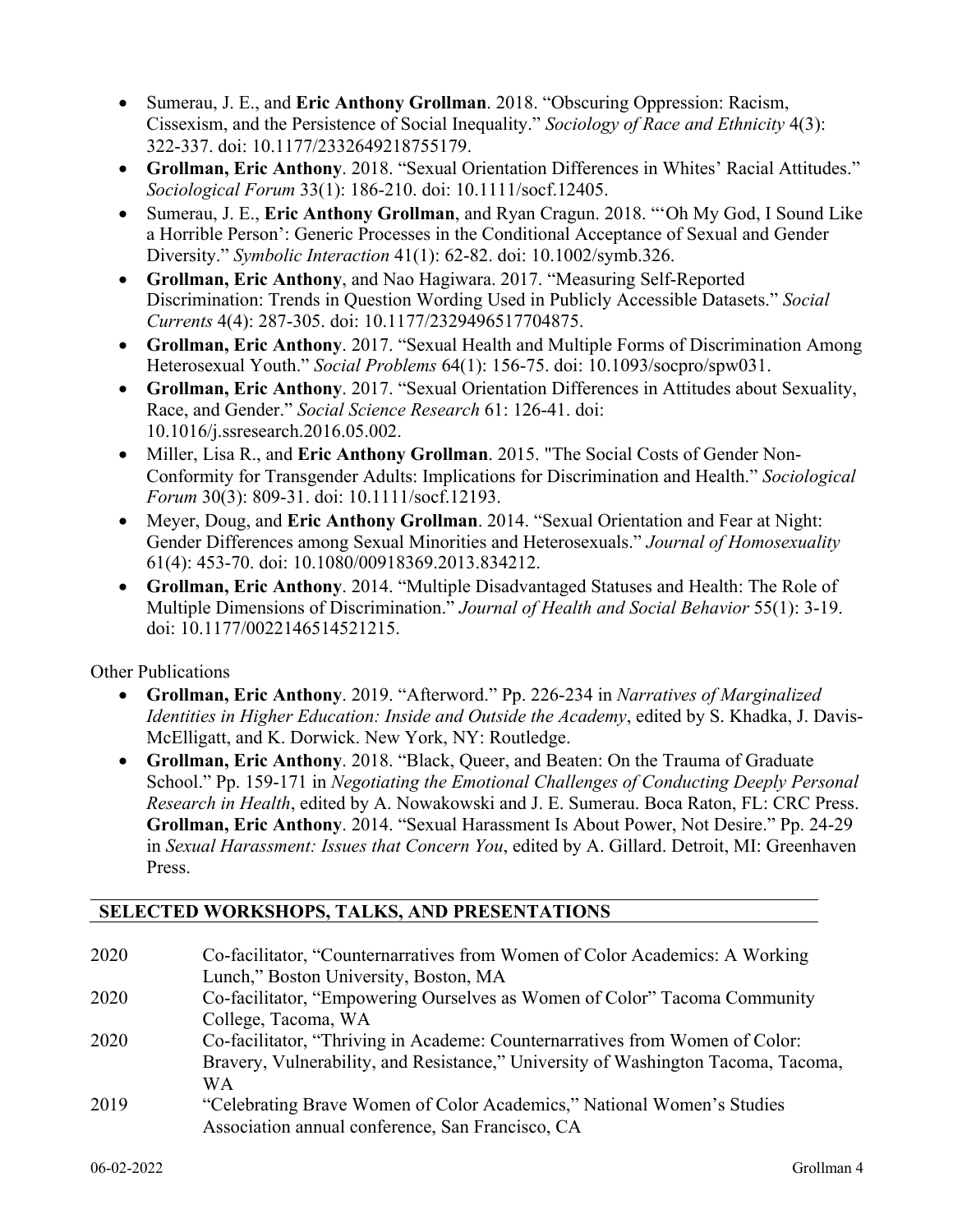- Sumerau, J. E., and **Eric Anthony Grollman**. 2018. "Obscuring Oppression: Racism, Cissexism, and the Persistence of Social Inequality." *Sociology of Race and Ethnicity* 4(3): 322-337. doi: 10.1177/2332649218755179.
- **Grollman, Eric Anthony**. 2018. "Sexual Orientation Differences in Whites' Racial Attitudes." *Sociological Forum* 33(1): 186-210. doi: 10.1111/socf.12405.
- Sumerau, J. E., **Eric Anthony Grollman**, and Ryan Cragun. 2018. "'Oh My God, I Sound Like a Horrible Person': Generic Processes in the Conditional Acceptance of Sexual and Gender Diversity." *Symbolic Interaction* 41(1): 62-82. doi: 10.1002/symb.326.
- **Grollman, Eric Anthony**, and Nao Hagiwara. 2017. "Measuring Self-Reported Discrimination: Trends in Question Wording Used in Publicly Accessible Datasets." *Social Currents* 4(4): 287-305. doi: 10.1177/2329496517704875.
- **Grollman, Eric Anthony**. 2017. "Sexual Health and Multiple Forms of Discrimination Among Heterosexual Youth." *Social Problems* 64(1): 156-75. doi: 10.1093/socpro/spw031.
- **Grollman, Eric Anthony**. 2017. "Sexual Orientation Differences in Attitudes about Sexuality, Race, and Gender." *Social Science Research* 61: 126-41. doi: 10.1016/j.ssresearch.2016.05.002.
- Miller, Lisa R., and **Eric Anthony Grollman**. 2015. "The Social Costs of Gender Non-Conformity for Transgender Adults: Implications for Discrimination and Health." *Sociological Forum* 30(3): 809-31. doi: 10.1111/socf.12193.
- Meyer, Doug, and **Eric Anthony Grollman**. 2014. "Sexual Orientation and Fear at Night: Gender Differences among Sexual Minorities and Heterosexuals." *Journal of Homosexuality* 61(4): 453-70. doi: 10.1080/00918369.2013.834212.
- **Grollman, Eric Anthony**. 2014. "Multiple Disadvantaged Statuses and Health: The Role of Multiple Dimensions of Discrimination." *Journal of Health and Social Behavior* 55(1): 3-19. doi: 10.1177/0022146514521215.

Other Publications

- **Grollman, Eric Anthony**. 2019. "Afterword." Pp. 226-234 in *Narratives of Marginalized Identities in Higher Education: Inside and Outside the Academy*, edited by S. Khadka, J. Davis-McElligatt, and K. Dorwick. New York, NY: Routledge.
- **Grollman, Eric Anthony**. 2018. "Black, Queer, and Beaten: On the Trauma of Graduate School." Pp. 159-171 in *Negotiating the Emotional Challenges of Conducting Deeply Personal Research in Health*, edited by A. Nowakowski and J. E. Sumerau. Boca Raton, FL: CRC Press. **Grollman, Eric Anthony**. 2014. "Sexual Harassment Is About Power, Not Desire." Pp. 24-29 in *Sexual Harassment: Issues that Concern You*, edited by A. Gillard. Detroit, MI: Greenhaven Press.

## SELECTED WORKSHOPS, TALKS, AND PRESENTATIONS

| | |
|---|---|
| 2020 | Co-facilitator, "Counternarratives from Women of Color Academics: A Working Lunch," Boston University, Boston, MA |
| 2020 | Co-facilitator, "Empowering Ourselves as Women of Color" Tacoma Community College, Tacoma, WA |
| 2020 | Co-facilitator, "Thriving in Academe: Counternarratives from Women of Color: Bravery, Vulnerability, and Resistance," University of Washington Tacoma, Tacoma, WA |
| 2019 | "Celebrating Brave Women of Color Academics," National Women's Studies Association annual conference, San Francisco, CA |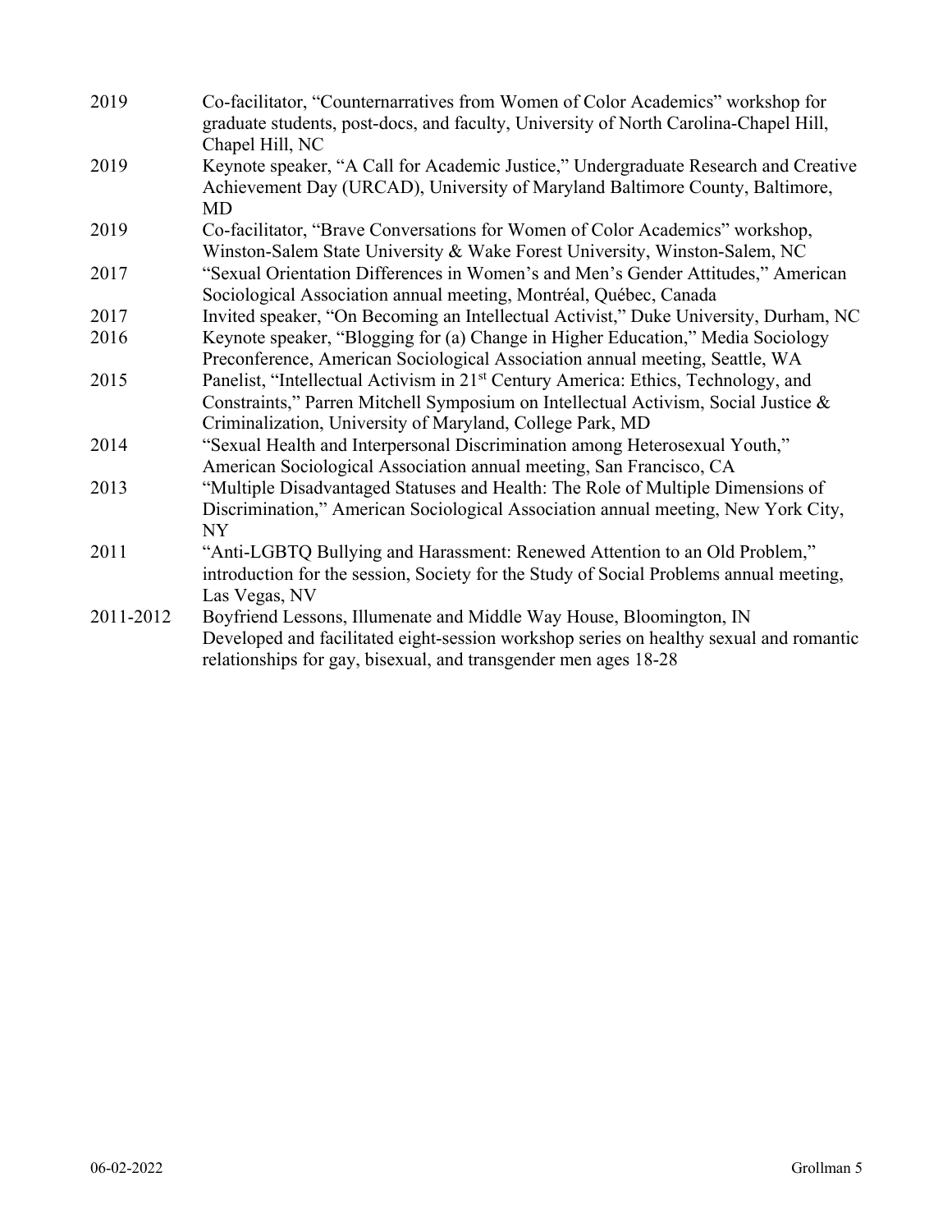2019 Co-facilitator, "Counternarratives from Women of Color Academics" workshop for graduate students, post-docs, and faculty, University of North Carolina-Chapel Hill, Chapel Hill, NC

2019 Keynote speaker, "A Call for Academic Justice," Undergraduate Research and Creative Achievement Day (URCAD), University of Maryland Baltimore County, Baltimore, MD

2019 Co-facilitator, "Brave Conversations for Women of Color Academics" workshop, Winston-Salem State University & Wake Forest University, Winston-Salem, NC

2017 "Sexual Orientation Differences in Women's and Men's Gender Attitudes," American Sociological Association annual meeting, Montréal, Québec, Canada

2017 Invited speaker, "On Becoming an Intellectual Activist," Duke University, Durham, NC

2016 Keynote speaker, "Blogging for (a) Change in Higher Education," Media Sociology Preconference, American Sociological Association annual meeting, Seattle, WA

2015 Panelist, "Intellectual Activism in 21st Century America: Ethics, Technology, and Constraints," Parren Mitchell Symposium on Intellectual Activism, Social Justice & Criminalization, University of Maryland, College Park, MD

2014 "Sexual Health and Interpersonal Discrimination among Heterosexual Youth," American Sociological Association annual meeting, San Francisco, CA

2013 "Multiple Disadvantaged Statuses and Health: The Role of Multiple Dimensions of Discrimination," American Sociological Association annual meeting, New York City, NY

2011 "Anti-LGBTQ Bullying and Harassment: Renewed Attention to an Old Problem," introduction for the session, Society for the Study of Social Problems annual meeting, Las Vegas, NV

2011-2012 Boyfriend Lessons, Illumenate and Middle Way House, Bloomington, IN
Developed and facilitated eight-session workshop series on healthy sexual and romantic relationships for gay, bisexual, and transgender men ages 18-28